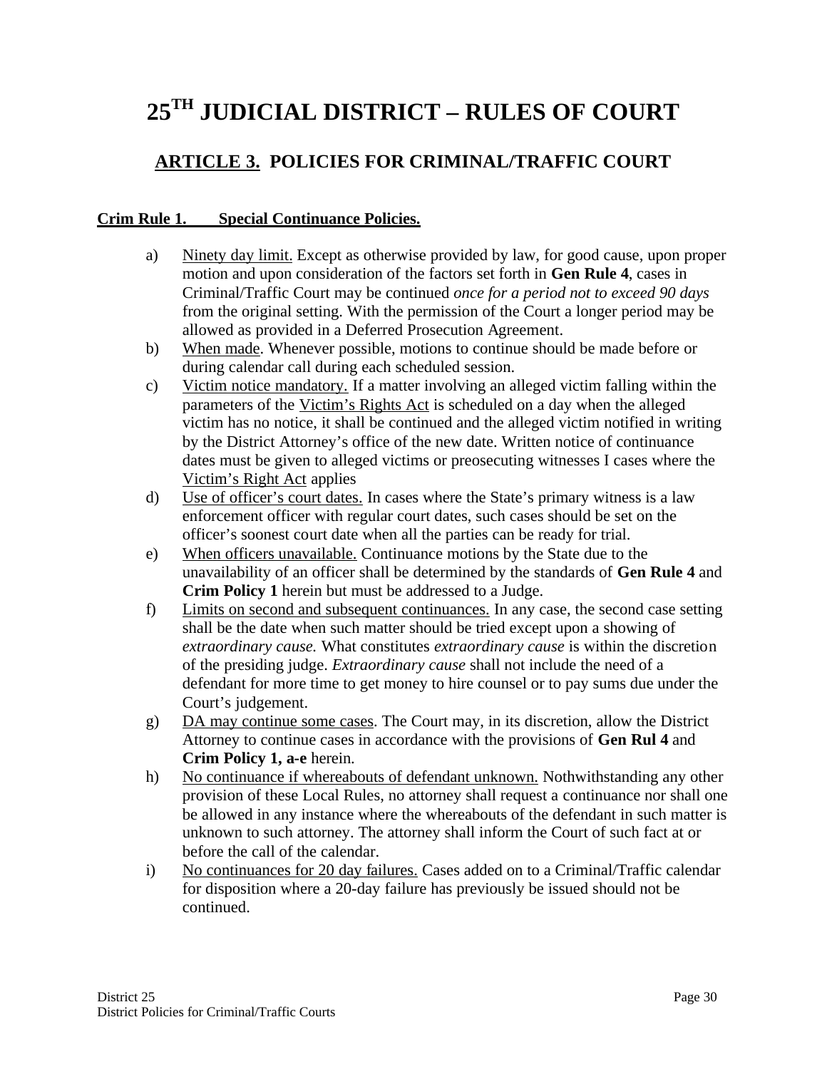# 25TH JUDICIAL DISTRICT – RULES OF COURT

## ARTICLE 3. POLICIES FOR CRIMINAL/TRAFFIC COURT

**Crim Rule 1. Special Continuance Policies.**

a) Ninety day limit. Except as otherwise provided by law, for good cause, upon proper motion and upon consideration of the factors set forth in **Gen Rule 4**, cases in Criminal/Traffic Court may be continued *once for a period not to exceed 90 days* from the original setting. With the permission of the Court a longer period may be allowed as provided in a Deferred Prosecution Agreement.

b) When made. Whenever possible, motions to continue should be made before or during calendar call during each scheduled session.

c) Victim notice mandatory. If a matter involving an alleged victim falling within the parameters of the Victim's Rights Act is scheduled on a day when the alleged victim has no notice, it shall be continued and the alleged victim notified in writing by the District Attorney's office of the new date. Written notice of continuance dates must be given to alleged victims or preosecuting witnesses I cases where the Victim's Right Act applies

d) Use of officer's court dates. In cases where the State's primary witness is a law enforcement officer with regular court dates, such cases should be set on the officer's soonest court date when all the parties can be ready for trial.

e) When officers unavailable. Continuance motions by the State due to the unavailability of an officer shall be determined by the standards of **Gen Rule 4** and **Crim Policy 1** herein but must be addressed to a Judge.

f) Limits on second and subsequent continuances. In any case, the second case setting shall be the date when such matter should be tried except upon a showing of *extraordinary cause.* What constitutes *extraordinary cause* is within the discretion of the presiding judge. *Extraordinary cause* shall not include the need of a defendant for more time to get money to hire counsel or to pay sums due under the Court's judgement.

g) DA may continue some cases. The Court may, in its discretion, allow the District Attorney to continue cases in accordance with the provisions of **Gen Rul 4** and **Crim Policy 1, a-e** herein.

h) No continuance if whereabouts of defendant unknown. Nothwithstanding any other provision of these Local Rules, no attorney shall request a continuance nor shall one be allowed in any instance where the whereabouts of the defendant in such matter is unknown to such attorney. The attorney shall inform the Court of such fact at or before the call of the calendar.

i) No continuances for 20 day failures. Cases added on to a Criminal/Traffic calendar for disposition where a 20-day failure has previously be issued should not be continued.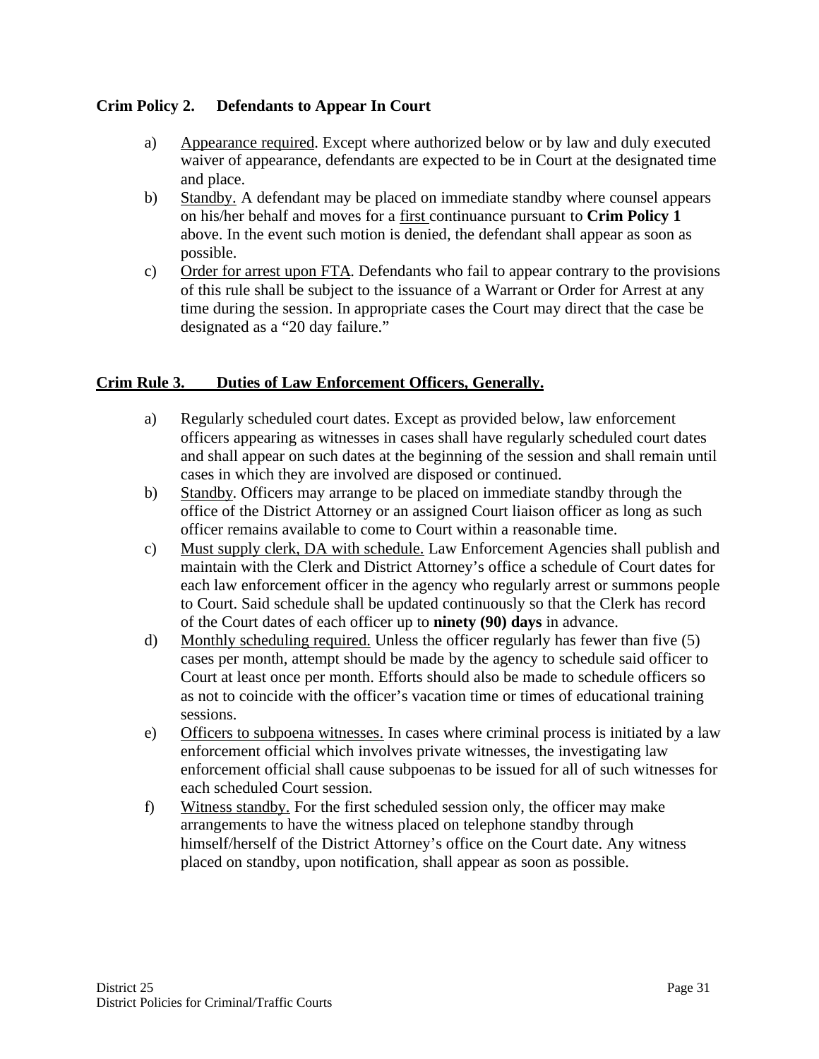**Crim Policy 2. Defendants to Appear In Court**

a) Appearance required. Except where authorized below or by law and duly executed waiver of appearance, defendants are expected to be in Court at the designated time and place.

b) Standby. A defendant may be placed on immediate standby where counsel appears on his/her behalf and moves for a first continuance pursuant to **Crim Policy 1** above. In the event such motion is denied, the defendant shall appear as soon as possible.

c) Order for arrest upon FTA. Defendants who fail to appear contrary to the provisions of this rule shall be subject to the issuance of a Warrant or Order for Arrest at any time during the session. In appropriate cases the Court may direct that the case be designated as a "20 day failure."

**Crim Rule 3. Duties of Law Enforcement Officers, Generally.**

a) Regularly scheduled court dates. Except as provided below, law enforcement officers appearing as witnesses in cases shall have regularly scheduled court dates and shall appear on such dates at the beginning of the session and shall remain until cases in which they are involved are disposed or continued.

b) Standby. Officers may arrange to be placed on immediate standby through the office of the District Attorney or an assigned Court liaison officer as long as such officer remains available to come to Court within a reasonable time.

c) Must supply clerk, DA with schedule. Law Enforcement Agencies shall publish and maintain with the Clerk and District Attorney's office a schedule of Court dates for each law enforcement officer in the agency who regularly arrest or summons people to Court. Said schedule shall be updated continuously so that the Clerk has record of the Court dates of each officer up to **ninety (90) days** in advance.

d) Monthly scheduling required. Unless the officer regularly has fewer than five (5) cases per month, attempt should be made by the agency to schedule said officer to Court at least once per month. Efforts should also be made to schedule officers so as not to coincide with the officer's vacation time or times of educational training sessions.

e) Officers to subpoena witnesses. In cases where criminal process is initiated by a law enforcement official which involves private witnesses, the investigating law enforcement official shall cause subpoenas to be issued for all of such witnesses for each scheduled Court session.

f) Witness standby. For the first scheduled session only, the officer may make arrangements to have the witness placed on telephone standby through himself/herself of the District Attorney's office on the Court date. Any witness placed on standby, upon notification, shall appear as soon as possible.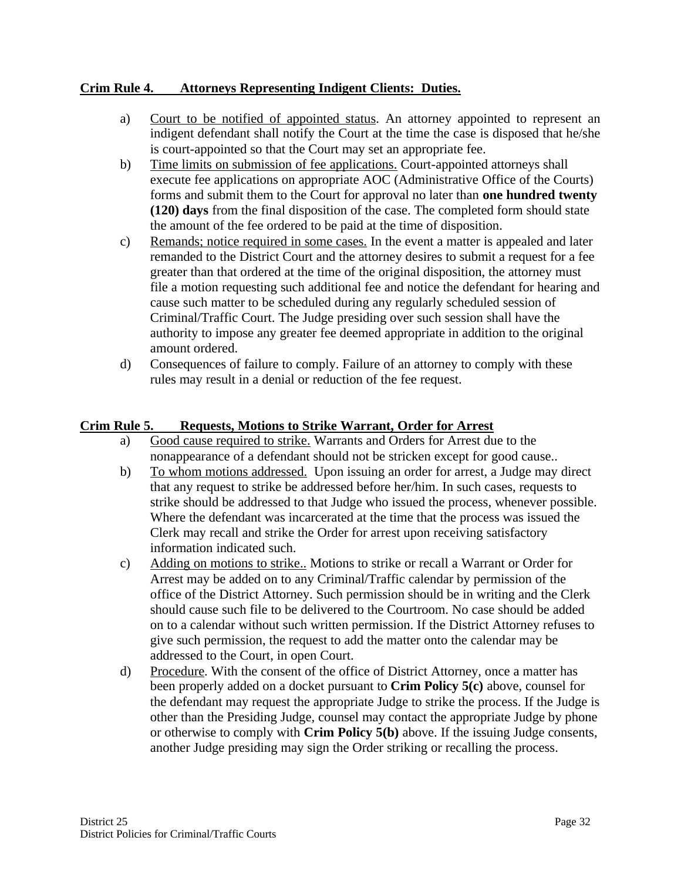**<u>Crim Rule 4. Attorneys Representing Indigent Clients: Duties.</u>**

a) <u>Court to be notified of appointed status</u>. An attorney appointed to represent an indigent defendant shall notify the Court at the time the case is disposed that he/she is court-appointed so that the Court may set an appropriate fee.

b) <u>Time limits on submission of fee applications.</u> Court-appointed attorneys shall execute fee applications on appropriate AOC (Administrative Office of the Courts) forms and submit them to the Court for approval no later than **one hundred twenty (120) days** from the final disposition of the case. The completed form should state the amount of the fee ordered to be paid at the time of disposition.

c) <u>Remands; notice required in some cases.</u> In the event a matter is appealed and later remanded to the District Court and the attorney desires to submit a request for a fee greater than that ordered at the time of the original disposition, the attorney must file a motion requesting such additional fee and notice the defendant for hearing and cause such matter to be scheduled during any regularly scheduled session of Criminal/Traffic Court. The Judge presiding over such session shall have the authority to impose any greater fee deemed appropriate in addition to the original amount ordered.

d) Consequences of failure to comply. Failure of an attorney to comply with these rules may result in a denial or reduction of the fee request.

**<u>Crim Rule 5. Requests, Motions to Strike Warrant, Order for Arrest</u>**

a) <u>Good cause required to strike.</u> Warrants and Orders for Arrest due to the nonappearance of a defendant should not be stricken except for good cause..

b) <u>To whom motions addressed.</u> Upon issuing an order for arrest, a Judge may direct that any request to strike be addressed before her/him. In such cases, requests to strike should be addressed to that Judge who issued the process, whenever possible. Where the defendant was incarcerated at the time that the process was issued the Clerk may recall and strike the Order for arrest upon receiving satisfactory information indicated such.

c) <u>Adding on motions to strike..</u> Motions to strike or recall a Warrant or Order for Arrest may be added on to any Criminal/Traffic calendar by permission of the office of the District Attorney. Such permission should be in writing and the Clerk should cause such file to be delivered to the Courtroom. No case should be added on to a calendar without such written permission. If the District Attorney refuses to give such permission, the request to add the matter onto the calendar may be addressed to the Court, in open Court.

d) <u>Procedure</u>. With the consent of the office of District Attorney, once a matter has been properly added on a docket pursuant to **Crim Policy 5(c)** above, counsel for the defendant may request the appropriate Judge to strike the process. If the Judge is other than the Presiding Judge, counsel may contact the appropriate Judge by phone or otherwise to comply with **Crim Policy 5(b)** above. If the issuing Judge consents, another Judge presiding may sign the Order striking or recalling the process.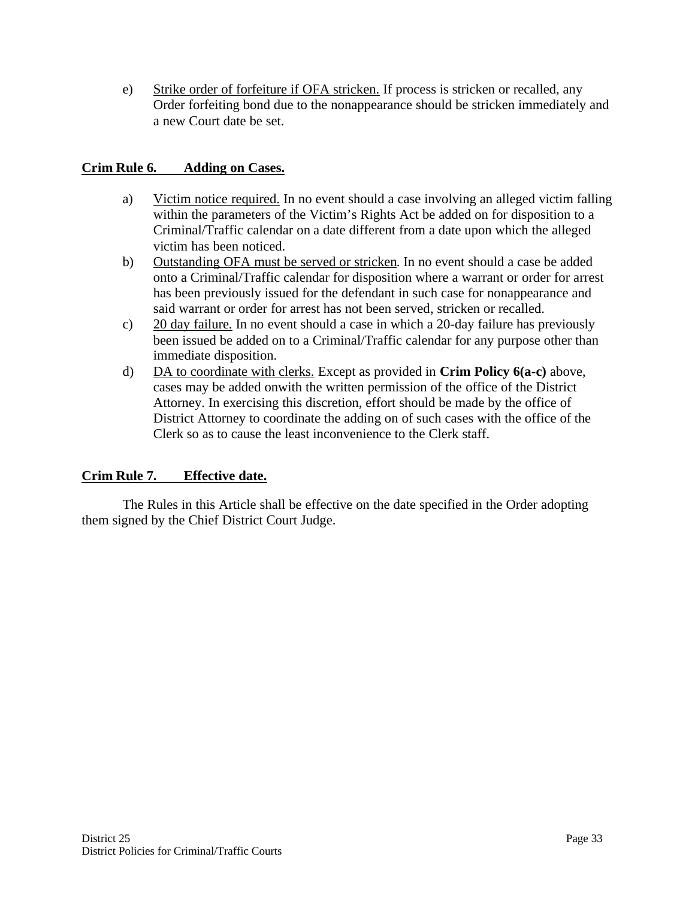e) Strike order of forfeiture if OFA stricken. If process is stricken or recalled, any Order forfeiting bond due to the nonappearance should be stricken immediately and a new Court date be set.

**Crim Rule 6. Adding on Cases.**

a) Victim notice required. In no event should a case involving an alleged victim falling within the parameters of the Victim's Rights Act be added on for disposition to a Criminal/Traffic calendar on a date different from a date upon which the alleged victim has been noticed.

b) Outstanding OFA must be served or stricken. In no event should a case be added onto a Criminal/Traffic calendar for disposition where a warrant or order for arrest has been previously issued for the defendant in such case for nonappearance and said warrant or order for arrest has not been served, stricken or recalled.

c) 20 day failure. In no event should a case in which a 20-day failure has previously been issued be added on to a Criminal/Traffic calendar for any purpose other than immediate disposition.

d) DA to coordinate with clerks. Except as provided in **Crim Policy 6(a-c)** above, cases may be added onwith the written permission of the office of the District Attorney. In exercising this discretion, effort should be made by the office of District Attorney to coordinate the adding on of such cases with the office of the Clerk so as to cause the least inconvenience to the Clerk staff.

**Crim Rule 7. Effective date.**

The Rules in this Article shall be effective on the date specified in the Order adopting them signed by the Chief District Court Judge.